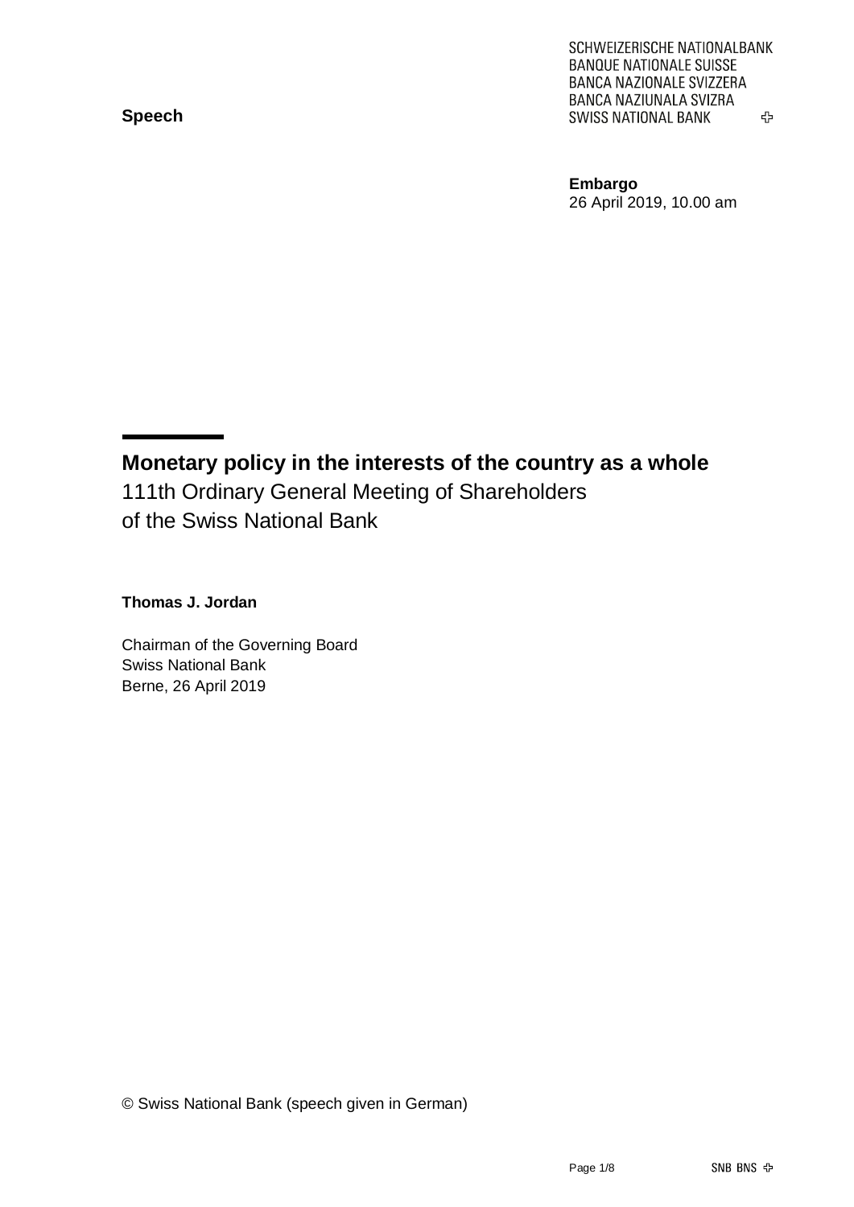**Speech**

SCHWEIZERISCHE NATIONALBANK
BANQUE NATIONALE SUISSE
BANCA NAZIONALE SVIZZERA
BANCA NAZIUNALA SVIZRA
SWISS NATIONAL BANK

**Embargo**
26 April 2019, 10.00 am

# Monetary policy in the interests of the country as a whole

111th Ordinary General Meeting of Shareholders
of the Swiss National Bank

**Thomas J. Jordan**

Chairman of the Governing Board
Swiss National Bank
Berne, 26 April 2019

© Swiss National Bank (speech given in German)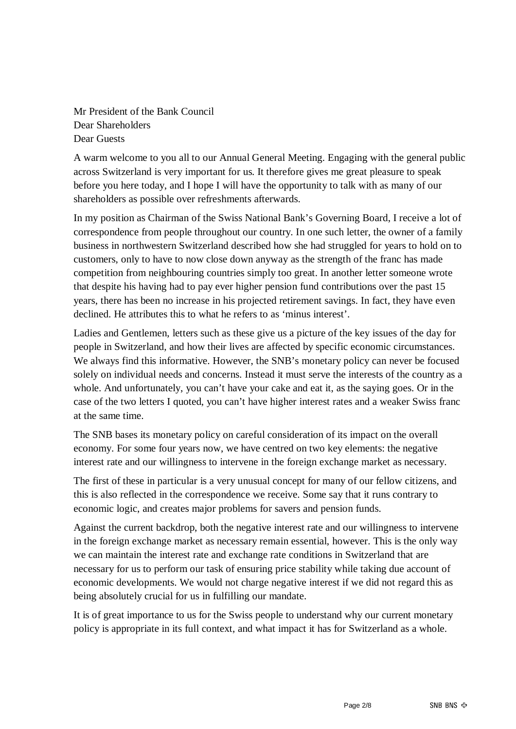Mr President of the Bank Council
Dear Shareholders
Dear Guests

A warm welcome to you all to our Annual General Meeting. Engaging with the general public across Switzerland is very important for us. It therefore gives me great pleasure to speak before you here today, and I hope I will have the opportunity to talk with as many of our shareholders as possible over refreshments afterwards.

In my position as Chairman of the Swiss National Bank's Governing Board, I receive a lot of correspondence from people throughout our country. In one such letter, the owner of a family business in northwestern Switzerland described how she had struggled for years to hold on to customers, only to have to now close down anyway as the strength of the franc has made competition from neighbouring countries simply too great. In another letter someone wrote that despite his having had to pay ever higher pension fund contributions over the past 15 years, there has been no increase in his projected retirement savings. In fact, they have even declined. He attributes this to what he refers to as 'minus interest'.

Ladies and Gentlemen, letters such as these give us a picture of the key issues of the day for people in Switzerland, and how their lives are affected by specific economic circumstances. We always find this informative. However, the SNB's monetary policy can never be focused solely on individual needs and concerns. Instead it must serve the interests of the country as a whole. And unfortunately, you can't have your cake and eat it, as the saying goes. Or in the case of the two letters I quoted, you can't have higher interest rates and a weaker Swiss franc at the same time.

The SNB bases its monetary policy on careful consideration of its impact on the overall economy. For some four years now, we have centred on two key elements: the negative interest rate and our willingness to intervene in the foreign exchange market as necessary.

The first of these in particular is a very unusual concept for many of our fellow citizens, and this is also reflected in the correspondence we receive. Some say that it runs contrary to economic logic, and creates major problems for savers and pension funds.

Against the current backdrop, both the negative interest rate and our willingness to intervene in the foreign exchange market as necessary remain essential, however. This is the only way we can maintain the interest rate and exchange rate conditions in Switzerland that are necessary for us to perform our task of ensuring price stability while taking due account of economic developments. We would not charge negative interest if we did not regard this as being absolutely crucial for us in fulfilling our mandate.

It is of great importance to us for the Swiss people to understand why our current monetary policy is appropriate in its full context, and what impact it has for Switzerland as a whole.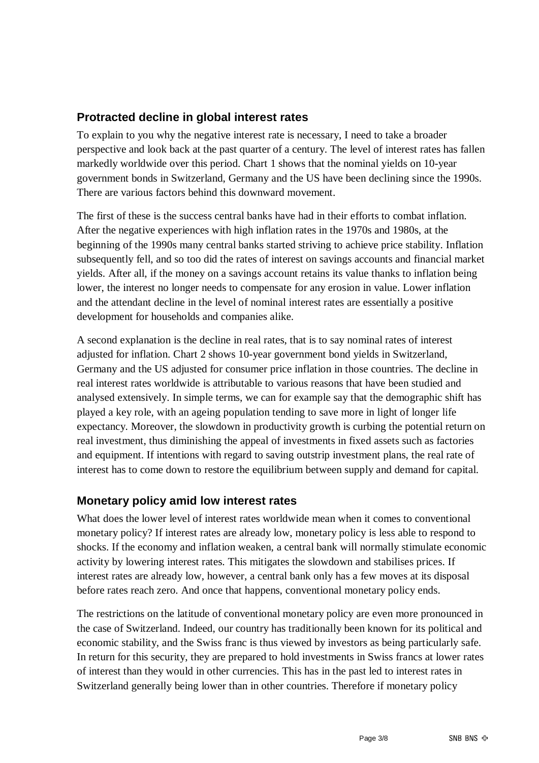## Protracted decline in global interest rates

To explain to you why the negative interest rate is necessary, I need to take a broader perspective and look back at the past quarter of a century. The level of interest rates has fallen markedly worldwide over this period. Chart 1 shows that the nominal yields on 10-year government bonds in Switzerland, Germany and the US have been declining since the 1990s. There are various factors behind this downward movement.

The first of these is the success central banks have had in their efforts to combat inflation. After the negative experiences with high inflation rates in the 1970s and 1980s, at the beginning of the 1990s many central banks started striving to achieve price stability. Inflation subsequently fell, and so too did the rates of interest on savings accounts and financial market yields. After all, if the money on a savings account retains its value thanks to inflation being lower, the interest no longer needs to compensate for any erosion in value. Lower inflation and the attendant decline in the level of nominal interest rates are essentially a positive development for households and companies alike.

A second explanation is the decline in real rates, that is to say nominal rates of interest adjusted for inflation. Chart 2 shows 10-year government bond yields in Switzerland, Germany and the US adjusted for consumer price inflation in those countries. The decline in real interest rates worldwide is attributable to various reasons that have been studied and analysed extensively. In simple terms, we can for example say that the demographic shift has played a key role, with an ageing population tending to save more in light of longer life expectancy. Moreover, the slowdown in productivity growth is curbing the potential return on real investment, thus diminishing the appeal of investments in fixed assets such as factories and equipment. If intentions with regard to saving outstrip investment plans, the real rate of interest has to come down to restore the equilibrium between supply and demand for capital.

## Monetary policy amid low interest rates

What does the lower level of interest rates worldwide mean when it comes to conventional monetary policy? If interest rates are already low, monetary policy is less able to respond to shocks. If the economy and inflation weaken, a central bank will normally stimulate economic activity by lowering interest rates. This mitigates the slowdown and stabilises prices. If interest rates are already low, however, a central bank only has a few moves at its disposal before rates reach zero. And once that happens, conventional monetary policy ends.

The restrictions on the latitude of conventional monetary policy are even more pronounced in the case of Switzerland. Indeed, our country has traditionally been known for its political and economic stability, and the Swiss franc is thus viewed by investors as being particularly safe. In return for this security, they are prepared to hold investments in Swiss francs at lower rates of interest than they would in other currencies. This has in the past led to interest rates in Switzerland generally being lower than in other countries. Therefore if monetary policy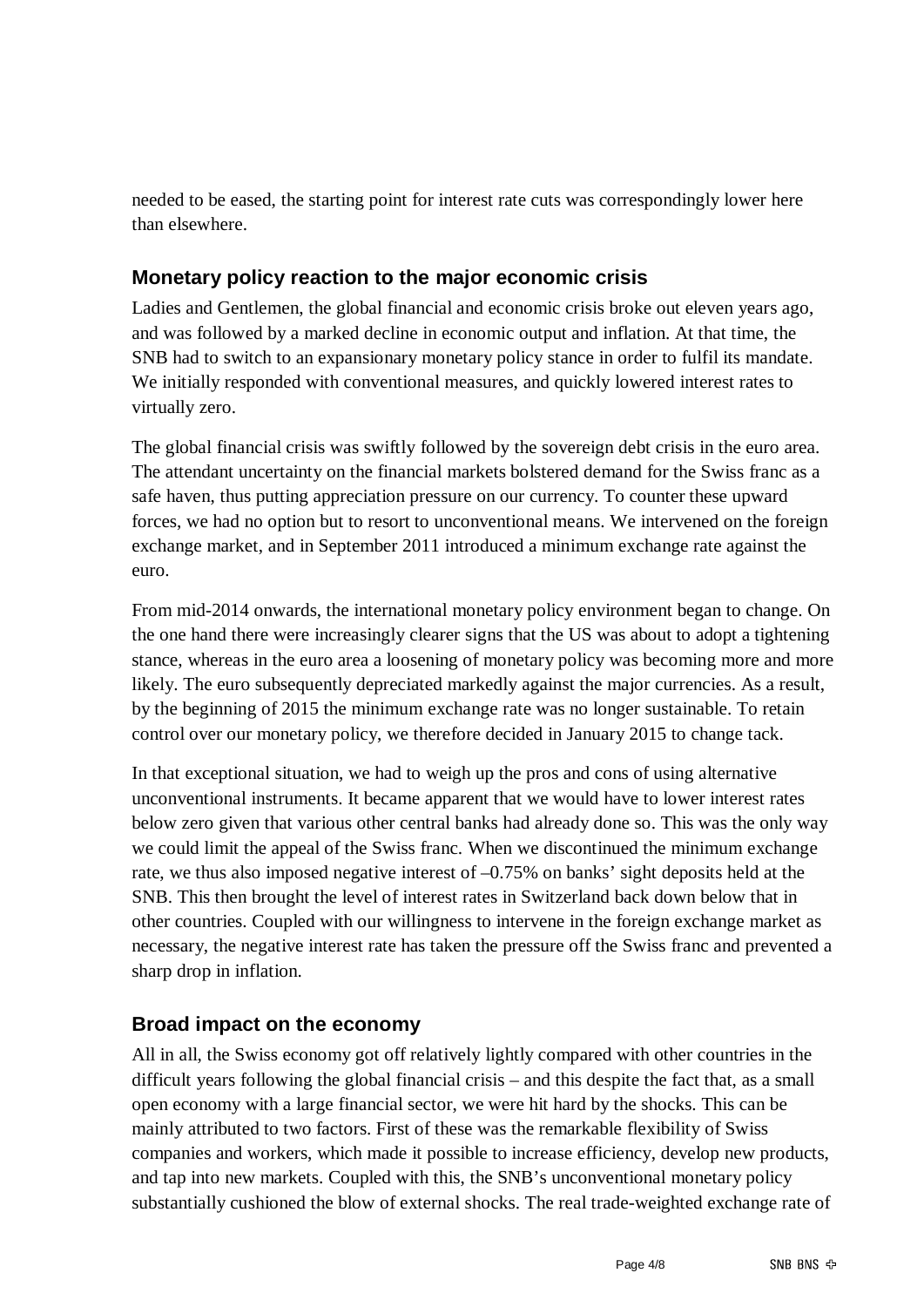needed to be eased, the starting point for interest rate cuts was correspondingly lower here than elsewhere.

## Monetary policy reaction to the major economic crisis

Ladies and Gentlemen, the global financial and economic crisis broke out eleven years ago, and was followed by a marked decline in economic output and inflation. At that time, the SNB had to switch to an expansionary monetary policy stance in order to fulfil its mandate. We initially responded with conventional measures, and quickly lowered interest rates to virtually zero.

The global financial crisis was swiftly followed by the sovereign debt crisis in the euro area. The attendant uncertainty on the financial markets bolstered demand for the Swiss franc as a safe haven, thus putting appreciation pressure on our currency. To counter these upward forces, we had no option but to resort to unconventional means. We intervened on the foreign exchange market, and in September 2011 introduced a minimum exchange rate against the euro.

From mid-2014 onwards, the international monetary policy environment began to change. On the one hand there were increasingly clearer signs that the US was about to adopt a tightening stance, whereas in the euro area a loosening of monetary policy was becoming more and more likely. The euro subsequently depreciated markedly against the major currencies. As a result, by the beginning of 2015 the minimum exchange rate was no longer sustainable. To retain control over our monetary policy, we therefore decided in January 2015 to change tack.

In that exceptional situation, we had to weigh up the pros and cons of using alternative unconventional instruments. It became apparent that we would have to lower interest rates below zero given that various other central banks had already done so. This was the only way we could limit the appeal of the Swiss franc. When we discontinued the minimum exchange rate, we thus also imposed negative interest of –0.75% on banks' sight deposits held at the SNB. This then brought the level of interest rates in Switzerland back down below that in other countries. Coupled with our willingness to intervene in the foreign exchange market as necessary, the negative interest rate has taken the pressure off the Swiss franc and prevented a sharp drop in inflation.

## Broad impact on the economy

All in all, the Swiss economy got off relatively lightly compared with other countries in the difficult years following the global financial crisis – and this despite the fact that, as a small open economy with a large financial sector, we were hit hard by the shocks. This can be mainly attributed to two factors. First of these was the remarkable flexibility of Swiss companies and workers, which made it possible to increase efficiency, develop new products, and tap into new markets. Coupled with this, the SNB's unconventional monetary policy substantially cushioned the blow of external shocks. The real trade-weighted exchange rate of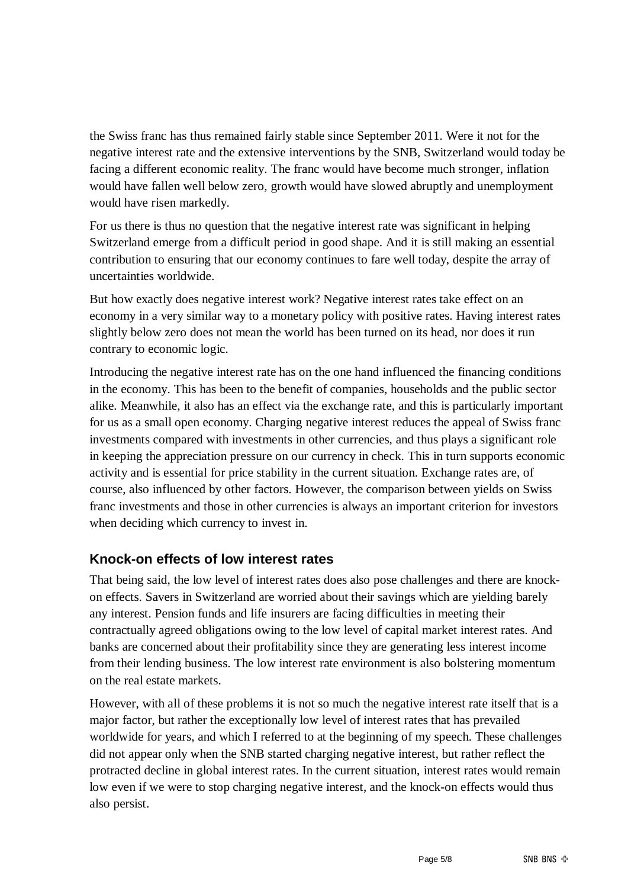the Swiss franc has thus remained fairly stable since September 2011. Were it not for the negative interest rate and the extensive interventions by the SNB, Switzerland would today be facing a different economic reality. The franc would have become much stronger, inflation would have fallen well below zero, growth would have slowed abruptly and unemployment would have risen markedly.

For us there is thus no question that the negative interest rate was significant in helping Switzerland emerge from a difficult period in good shape. And it is still making an essential contribution to ensuring that our economy continues to fare well today, despite the array of uncertainties worldwide.

But how exactly does negative interest work? Negative interest rates take effect on an economy in a very similar way to a monetary policy with positive rates. Having interest rates slightly below zero does not mean the world has been turned on its head, nor does it run contrary to economic logic.

Introducing the negative interest rate has on the one hand influenced the financing conditions in the economy. This has been to the benefit of companies, households and the public sector alike. Meanwhile, it also has an effect via the exchange rate, and this is particularly important for us as a small open economy. Charging negative interest reduces the appeal of Swiss franc investments compared with investments in other currencies, and thus plays a significant role in keeping the appreciation pressure on our currency in check. This in turn supports economic activity and is essential for price stability in the current situation. Exchange rates are, of course, also influenced by other factors. However, the comparison between yields on Swiss franc investments and those in other currencies is always an important criterion for investors when deciding which currency to invest in.

## Knock-on effects of low interest rates

That being said, the low level of interest rates does also pose challenges and there are knock-on effects. Savers in Switzerland are worried about their savings which are yielding barely any interest. Pension funds and life insurers are facing difficulties in meeting their contractually agreed obligations owing to the low level of capital market interest rates. And banks are concerned about their profitability since they are generating less interest income from their lending business. The low interest rate environment is also bolstering momentum on the real estate markets.

However, with all of these problems it is not so much the negative interest rate itself that is a major factor, but rather the exceptionally low level of interest rates that has prevailed worldwide for years, and which I referred to at the beginning of my speech. These challenges did not appear only when the SNB started charging negative interest, but rather reflect the protracted decline in global interest rates. In the current situation, interest rates would remain low even if we were to stop charging negative interest, and the knock-on effects would thus also persist.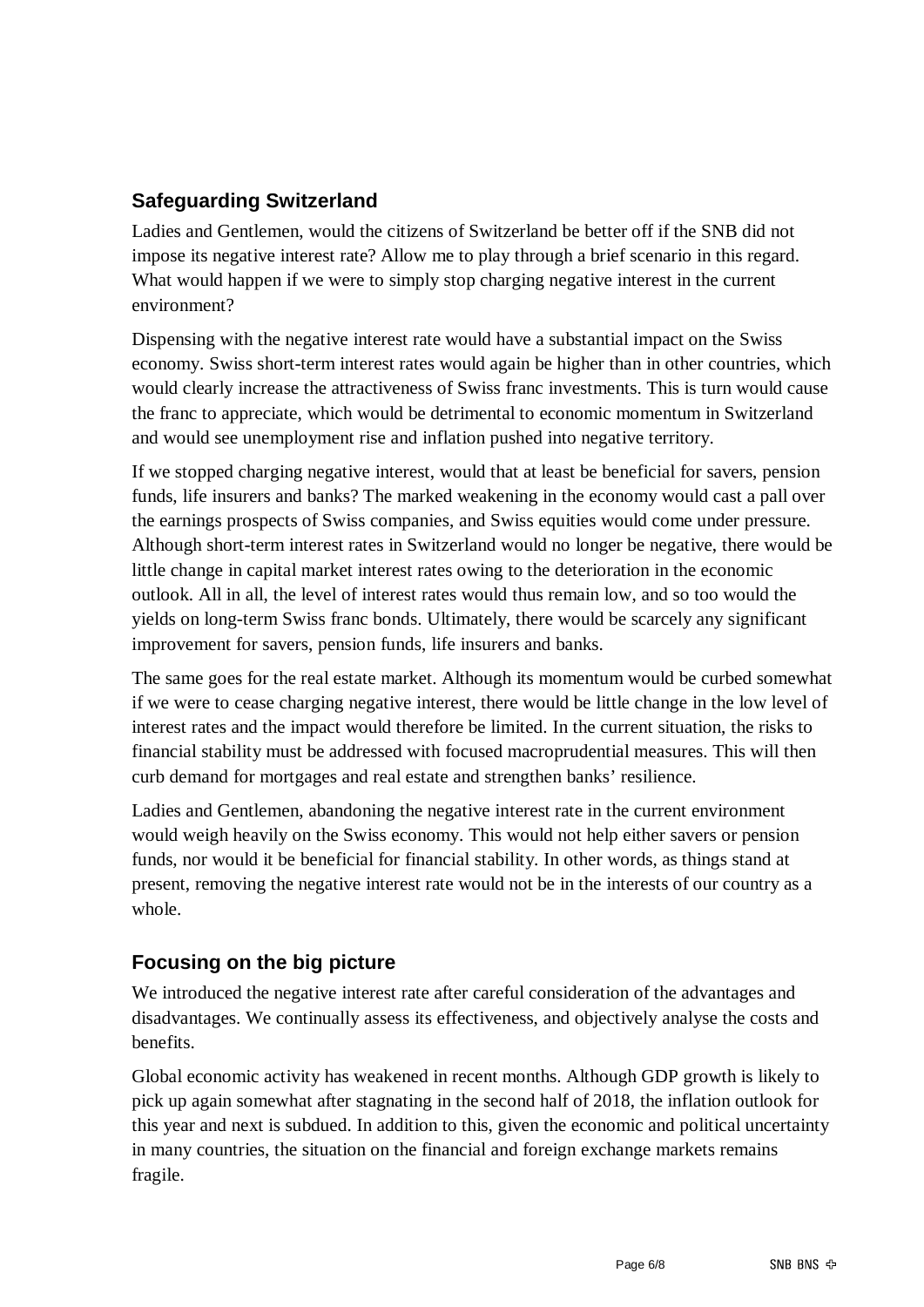## Safeguarding Switzerland

Ladies and Gentlemen, would the citizens of Switzerland be better off if the SNB did not impose its negative interest rate? Allow me to play through a brief scenario in this regard. What would happen if we were to simply stop charging negative interest in the current environment?

Dispensing with the negative interest rate would have a substantial impact on the Swiss economy. Swiss short-term interest rates would again be higher than in other countries, which would clearly increase the attractiveness of Swiss franc investments. This is turn would cause the franc to appreciate, which would be detrimental to economic momentum in Switzerland and would see unemployment rise and inflation pushed into negative territory.

If we stopped charging negative interest, would that at least be beneficial for savers, pension funds, life insurers and banks? The marked weakening in the economy would cast a pall over the earnings prospects of Swiss companies, and Swiss equities would come under pressure. Although short-term interest rates in Switzerland would no longer be negative, there would be little change in capital market interest rates owing to the deterioration in the economic outlook. All in all, the level of interest rates would thus remain low, and so too would the yields on long-term Swiss franc bonds. Ultimately, there would be scarcely any significant improvement for savers, pension funds, life insurers and banks.

The same goes for the real estate market. Although its momentum would be curbed somewhat if we were to cease charging negative interest, there would be little change in the low level of interest rates and the impact would therefore be limited. In the current situation, the risks to financial stability must be addressed with focused macroprudential measures. This will then curb demand for mortgages and real estate and strengthen banks' resilience.

Ladies and Gentlemen, abandoning the negative interest rate in the current environment would weigh heavily on the Swiss economy. This would not help either savers or pension funds, nor would it be beneficial for financial stability. In other words, as things stand at present, removing the negative interest rate would not be in the interests of our country as a whole.

## Focusing on the big picture

We introduced the negative interest rate after careful consideration of the advantages and disadvantages. We continually assess its effectiveness, and objectively analyse the costs and benefits.

Global economic activity has weakened in recent months. Although GDP growth is likely to pick up again somewhat after stagnating in the second half of 2018, the inflation outlook for this year and next is subdued. In addition to this, given the economic and political uncertainty in many countries, the situation on the financial and foreign exchange markets remains fragile.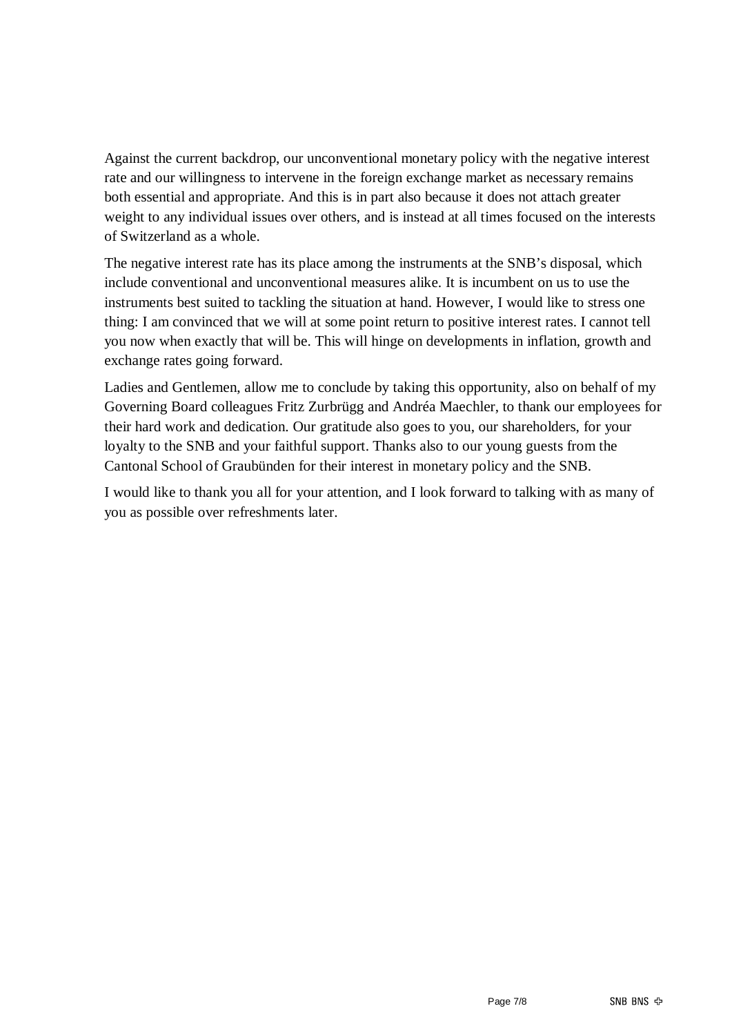Against the current backdrop, our unconventional monetary policy with the negative interest rate and our willingness to intervene in the foreign exchange market as necessary remains both essential and appropriate. And this is in part also because it does not attach greater weight to any individual issues over others, and is instead at all times focused on the interests of Switzerland as a whole.

The negative interest rate has its place among the instruments at the SNB's disposal, which include conventional and unconventional measures alike. It is incumbent on us to use the instruments best suited to tackling the situation at hand. However, I would like to stress one thing: I am convinced that we will at some point return to positive interest rates. I cannot tell you now when exactly that will be. This will hinge on developments in inflation, growth and exchange rates going forward.

Ladies and Gentlemen, allow me to conclude by taking this opportunity, also on behalf of my Governing Board colleagues Fritz Zurbrügg and Andréa Maechler, to thank our employees for their hard work and dedication. Our gratitude also goes to you, our shareholders, for your loyalty to the SNB and your faithful support. Thanks also to our young guests from the Cantonal School of Graubünden for their interest in monetary policy and the SNB.

I would like to thank you all for your attention, and I look forward to talking with as many of you as possible over refreshments later.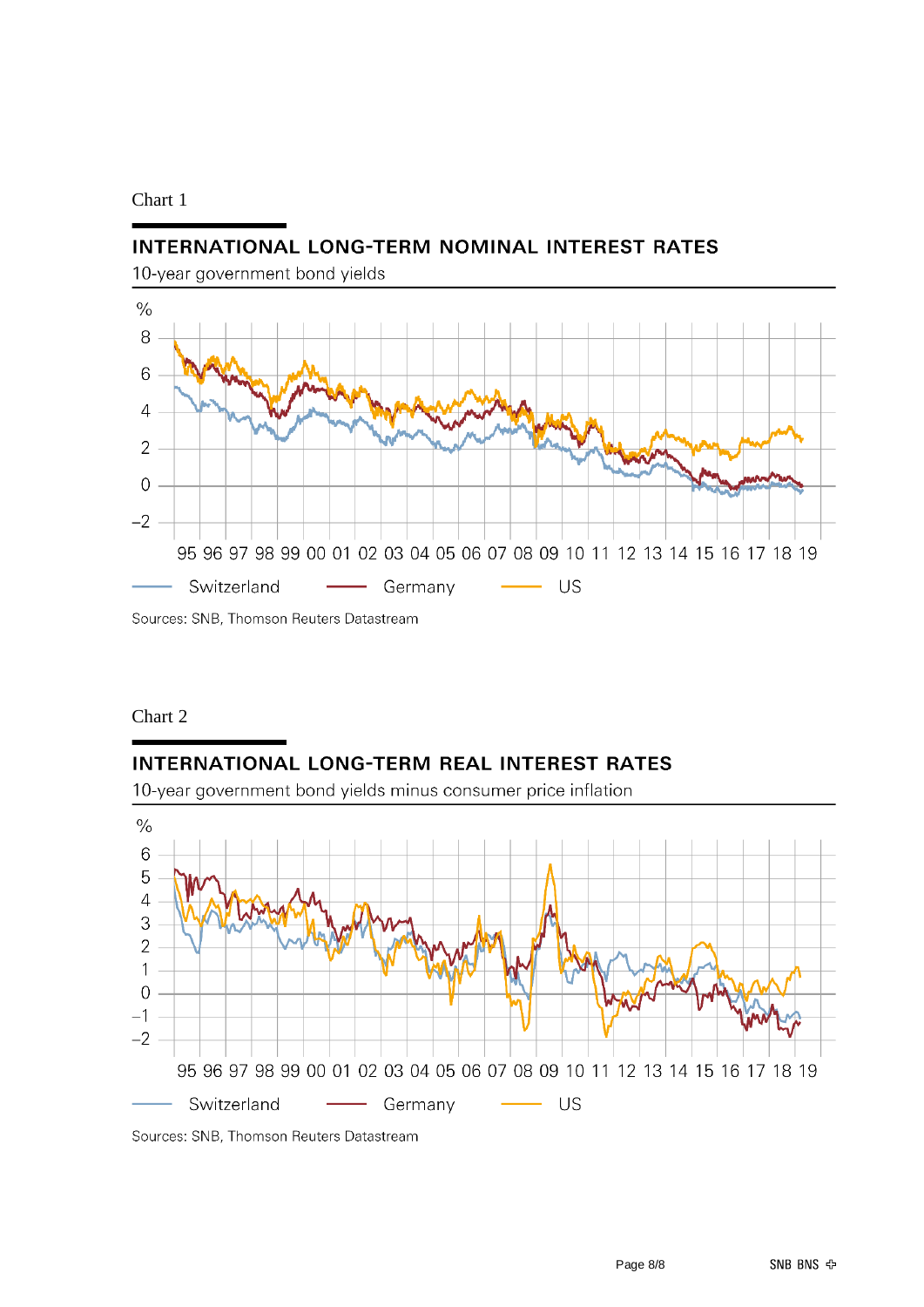Chart 1

## INTERNATIONAL LONG-TERM NOMINAL INTEREST RATES

10-year government bond yields

%

8
6
4
2
0
−2

95 96 97 98 99 00 01 02 03 04 05 06 07 08 09 10 11 12 13 14 15 16 17 18 19

Switzerland   Germany   US

Sources: SNB, Thomson Reuters Datastream

Chart 2

## INTERNATIONAL LONG-TERM REAL INTEREST RATES

10-year government bond yields minus consumer price inflation

%

6
5
4
3
2
1
0
−1
−2

95 96 97 98 99 00 01 02 03 04 05 06 07 08 09 10 11 12 13 14 15 16 17 18 19

Switzerland   Germany   US

Sources: SNB, Thomson Reuters Datastream